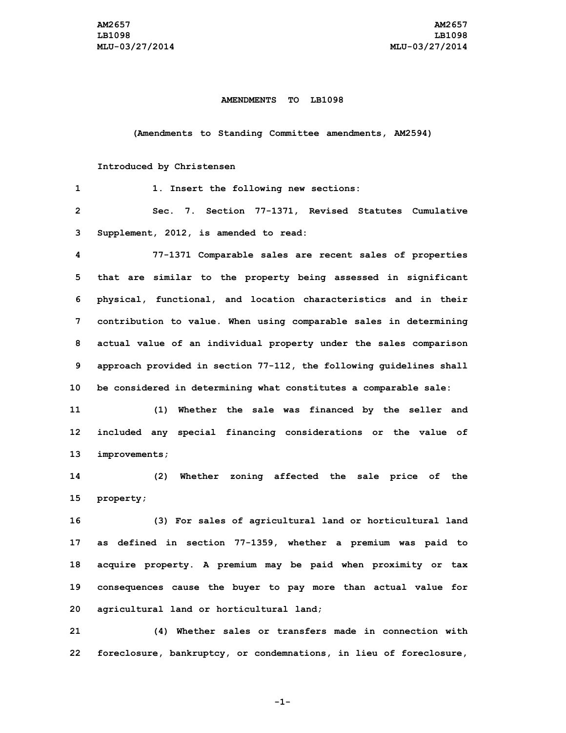AM2657
LB1098
MLU-03/27/2014

**AMENDMENTS TO LB1098**

**(Amendments to Standing Committee amendments, AM2594)**

Introduced by Christensen

1. Insert the following new sections:

Sec. 7. Section 77-1371, Revised Statutes Cumulative Supplement, 2012, is amended to read:

77-1371 Comparable sales are recent sales of properties that are similar to the property being assessed in significant physical, functional, and location characteristics and in their contribution to value. When using comparable sales in determining actual value of an individual property under the sales comparison approach provided in section 77-112, the following guidelines shall be considered in determining what constitutes a comparable sale:

(1) Whether the sale was financed by the seller and included any special financing considerations or the value of improvements;

(2) Whether zoning affected the sale price of the property;

(3) For sales of agricultural land or horticultural land as defined in section 77-1359, whether a premium was paid to acquire property. A premium may be paid when proximity or tax consequences cause the buyer to pay more than actual value for agricultural land or horticultural land;

(4) Whether sales or transfers made in connection with foreclosure, bankruptcy, or condemnations, in lieu of foreclosure,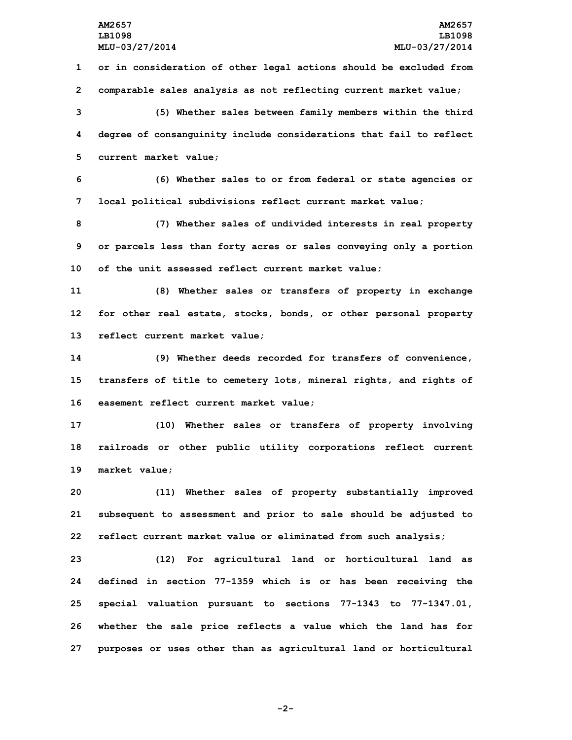or in consideration of other legal actions should be excluded from comparable sales analysis as not reflecting current market value;

(5) Whether sales between family members within the third degree of consanguinity include considerations that fail to reflect current market value;

(6) Whether sales to or from federal or state agencies or local political subdivisions reflect current market value;

(7) Whether sales of undivided interests in real property or parcels less than forty acres or sales conveying only a portion of the unit assessed reflect current market value;

(8) Whether sales or transfers of property in exchange for other real estate, stocks, bonds, or other personal property reflect current market value;

(9) Whether deeds recorded for transfers of convenience, transfers of title to cemetery lots, mineral rights, and rights of easement reflect current market value;

(10) Whether sales or transfers of property involving railroads or other public utility corporations reflect current market value;

(11) Whether sales of property substantially improved subsequent to assessment and prior to sale should be adjusted to reflect current market value or eliminated from such analysis;

(12) For agricultural land or horticultural land as defined in section 77-1359 which is or has been receiving the special valuation pursuant to sections 77-1343 to 77-1347.01, whether the sale price reflects a value which the land has for purposes or uses other than as agricultural land or horticultural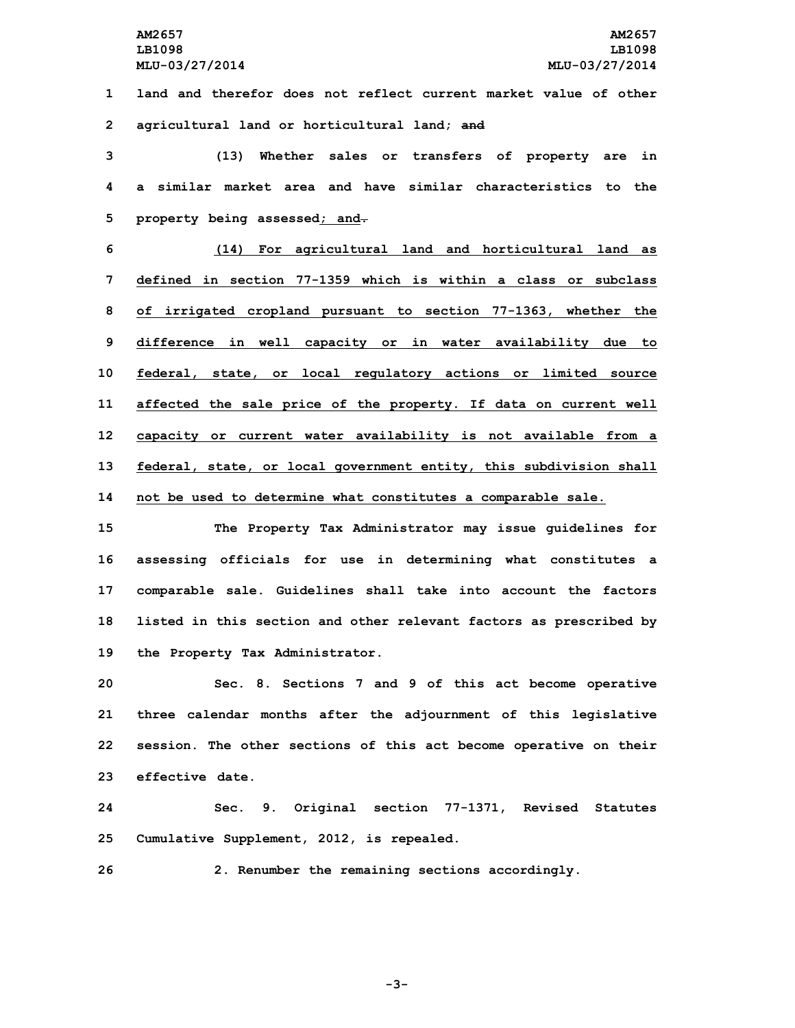land and therefor does not reflect current market value of other agricultural land or horticultural land; ~~and~~

(13) Whether sales or transfers of property are in a similar market area and have similar characteristics to the property being assessed; and~~.~~

(14) For agricultural land and horticultural land as defined in section 77-1359 which is within a class or subclass of irrigated cropland pursuant to section 77-1363, whether the difference in well capacity or in water availability due to federal, state, or local regulatory actions or limited source affected the sale price of the property. If data on current well capacity or current water availability is not available from a federal, state, or local government entity, this subdivision shall not be used to determine what constitutes a comparable sale.

The Property Tax Administrator may issue guidelines for assessing officials for use in determining what constitutes a comparable sale. Guidelines shall take into account the factors listed in this section and other relevant factors as prescribed by the Property Tax Administrator.

Sec. 8. Sections 7 and 9 of this act become operative three calendar months after the adjournment of this legislative session. The other sections of this act become operative on their effective date.

Sec. 9. Original section 77-1371, Revised Statutes Cumulative Supplement, 2012, is repealed.

2. Renumber the remaining sections accordingly.